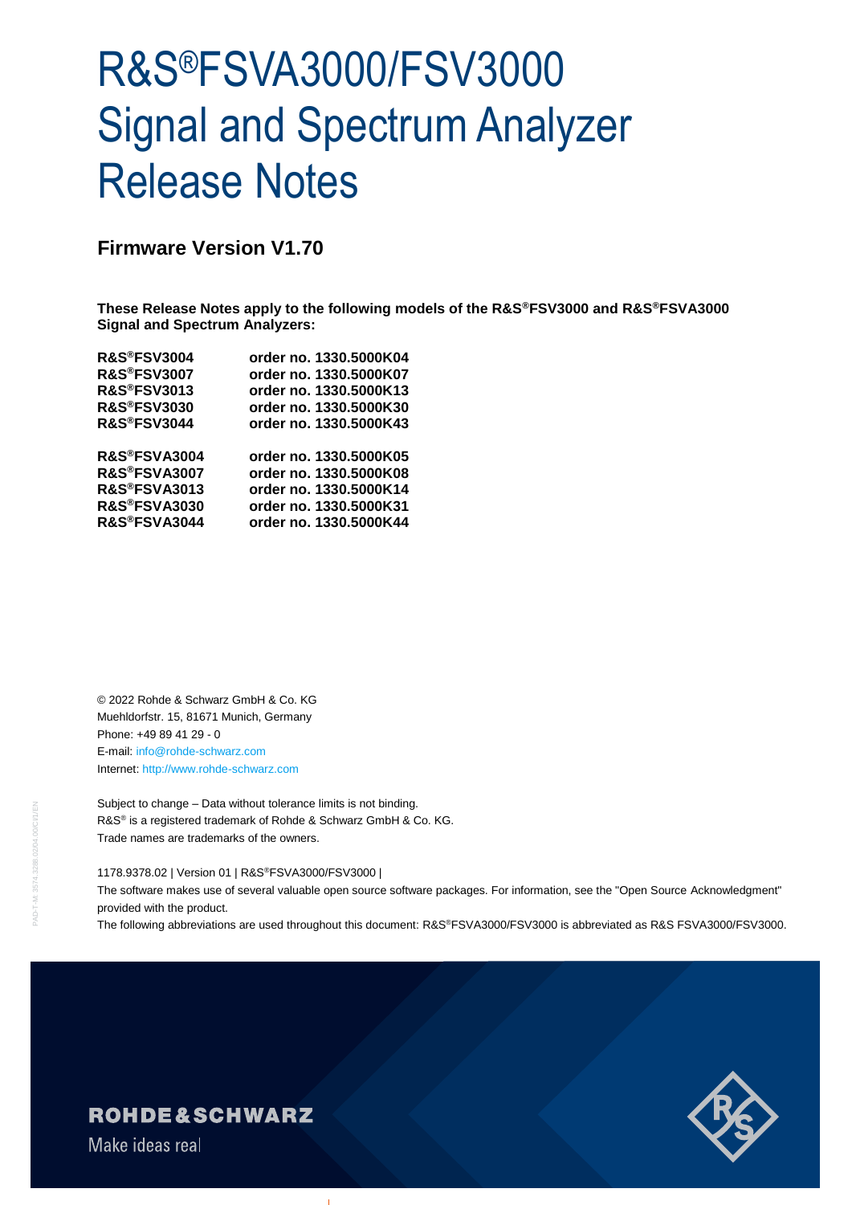# R&S®FSVA3000/FSV3000 Signal and Spectrum Analyzer Release Notes

## Firmware Version V1.70

**These Release Notes apply to the following models of the R&S®FSV3000 and R&S®FSVA3000 Signal and Spectrum Analyzers:**

| | |
|---|---|
| **R&S®FSV3004** | **order no. 1330.5000K04** |
| **R&S®FSV3007** | **order no. 1330.5000K07** |
| **R&S®FSV3013** | **order no. 1330.5000K13** |
| **R&S®FSV3030** | **order no. 1330.5000K30** |
| **R&S®FSV3044** | **order no. 1330.5000K43** |
| **R&S®FSVA3004** | **order no. 1330.5000K05** |
| **R&S®FSVA3007** | **order no. 1330.5000K08** |
| **R&S®FSVA3013** | **order no. 1330.5000K14** |
| **R&S®FSVA3030** | **order no. 1330.5000K31** |
| **R&S®FSVA3044** | **order no. 1330.5000K44** |

© 2022 Rohde & Schwarz GmbH & Co. KG
Muehldorfstr. 15, 81671 Munich, Germany
Phone: +49 89 41 29 - 0
E-mail: info@rohde-schwarz.com
Internet: http://www.rohde-schwarz.com

Subject to change – Data without tolerance limits is not binding.
R&S® is a registered trademark of Rohde & Schwarz GmbH & Co. KG.
Trade names are trademarks of the owners.

1178.9378.02 | Version 01 | R&S®FSVA3000/FSV3000 |

The software makes use of several valuable open source software packages. For information, see the "Open Source Acknowledgment" provided with the product.

The following abbreviations are used throughout this document: R&S®FSVA3000/FSV3000 is abbreviated as R&S FSVA3000/FSV3000.

ROHDE&SCHWARZ
Make ideas real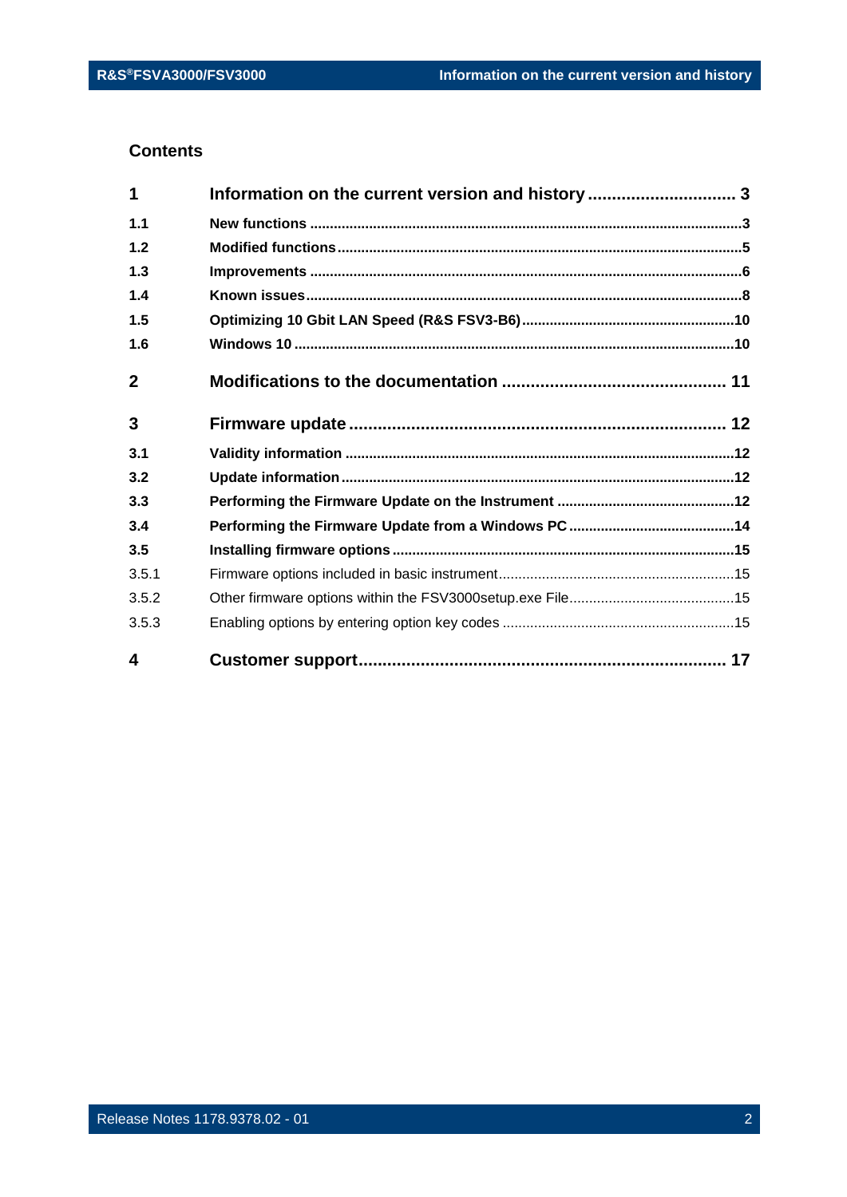# Contents

| | | |
|---|---|---|
| **1** | **Information on the current version and history** | **3** |
| **1.1** | **New functions** | **3** |
| **1.2** | **Modified functions** | **5** |
| **1.3** | **Improvements** | **6** |
| **1.4** | **Known issues** | **8** |
| **1.5** | **Optimizing 10 Gbit LAN Speed (R&S FSV3-B6)** | **10** |
| **1.6** | **Windows 10** | **10** |
| **2** | **Modifications to the documentation** | **11** |
| **3** | **Firmware update** | **12** |
| **3.1** | **Validity information** | **12** |
| **3.2** | **Update information** | **12** |
| **3.3** | **Performing the Firmware Update on the Instrument** | **12** |
| **3.4** | **Performing the Firmware Update from a Windows PC** | **14** |
| **3.5** | **Installing firmware options** | **15** |
| 3.5.1 | Firmware options included in basic instrument | 15 |
| 3.5.2 | Other firmware options within the FSV3000setup.exe File | 15 |
| 3.5.3 | Enabling options by entering option key codes | 15 |
| **4** | **Customer support** | **17** |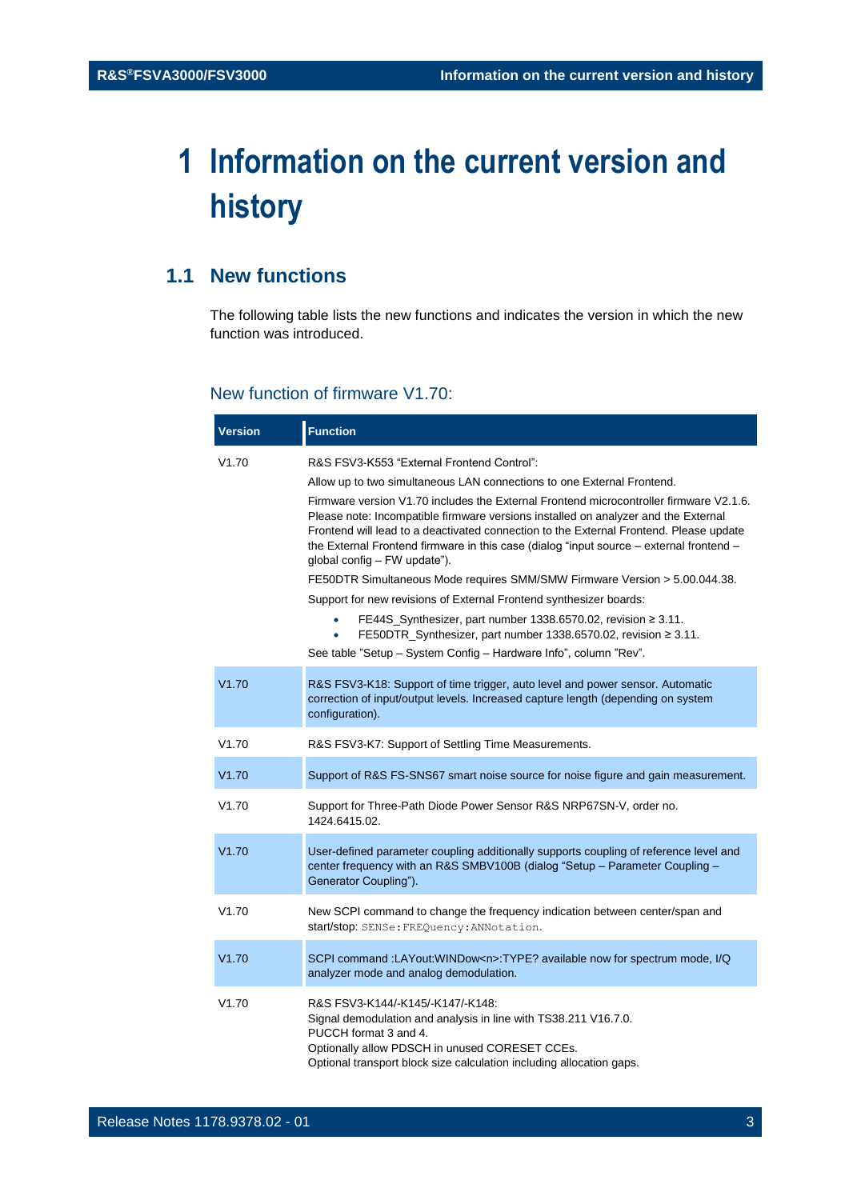# 1 Information on the current version and history

## 1.1 New functions

The following table lists the new functions and indicates the version in which the new function was introduced.

### New function of firmware V1.70:

| Version | Function |
|---|---|
| V1.70 | R&S FSV3-K553 "External Frontend Control":<br>Allow up to two simultaneous LAN connections to one External Frontend.<br>Firmware version V1.70 includes the External Frontend microcontroller firmware V2.1.6. Please note: Incompatible firmware versions installed on analyzer and the External Frontend will lead to a deactivated connection to the External Frontend. Please update the External Frontend firmware in this case (dialog "input source – external frontend – global config – FW update").<br>FE50DTR Simultaneous Mode requires SMM/SMW Firmware Version > 5.00.044.38.<br>Support for new revisions of External Frontend synthesizer boards:<br>• FE44S_Synthesizer, part number 1338.6570.02, revision ≥ 3.11.<br>• FE50DTR_Synthesizer, part number 1338.6570.02, revision ≥ 3.11.<br>See table "Setup – System Config – Hardware Info", column "Rev". |
| V1.70 | R&S FSV3-K18: Support of time trigger, auto level and power sensor. Automatic correction of input/output levels. Increased capture length (depending on system configuration). |
| V1.70 | R&S FSV3-K7: Support of Settling Time Measurements. |
| V1.70 | Support of R&S FS-SNS67 smart noise source for noise figure and gain measurement. |
| V1.70 | Support for Three-Path Diode Power Sensor R&S NRP67SN-V, order no. 1424.6415.02. |
| V1.70 | User-defined parameter coupling additionally supports coupling of reference level and center frequency with an R&S SMBV100B (dialog "Setup – Parameter Coupling – Generator Coupling"). |
| V1.70 | New SCPI command to change the frequency indication between center/span and start/stop: `SENSe:FREQuency:ANNotation`. |
| V1.70 | SCPI command :LAYout:WINDow<n>:TYPE? available now for spectrum mode, I/Q analyzer mode and analog demodulation. |
| V1.70 | R&S FSV3-K144/-K145/-K147/-K148:<br>Signal demodulation and analysis in line with TS38.211 V16.7.0.<br>PUCCH format 3 and 4.<br>Optionally allow PDSCH in unused CORESET CCEs.<br>Optional transport block size calculation including allocation gaps. |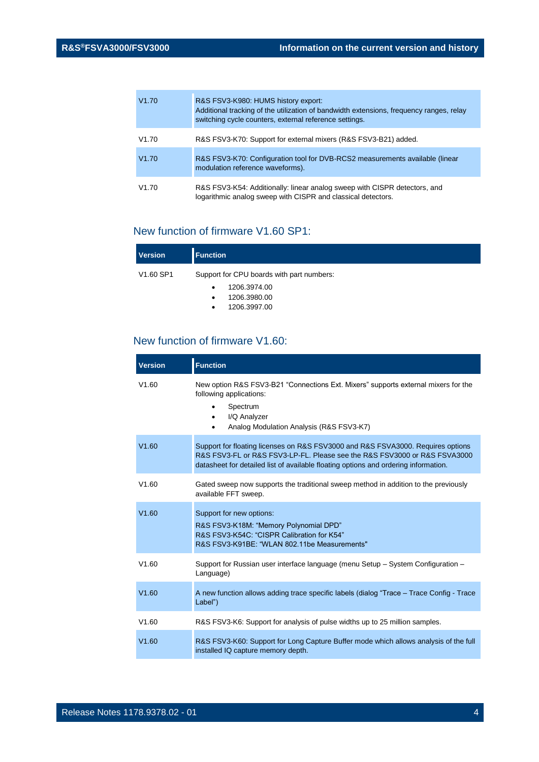| | |
|---|---|
| V1.70 | R&S FSV3-K980: HUMS history export:<br>Additional tracking of the utilization of bandwidth extensions, frequency ranges, relay switching cycle counters, external reference settings. |
| V1.70 | R&S FSV3-K70: Support for external mixers (R&S FSV3-B21) added. |
| V1.70 | R&S FSV3-K70: Configuration tool for DVB-RCS2 measurements available (linear modulation reference waveforms). |
| V1.70 | R&S FSV3-K54: Additionally: linear analog sweep with CISPR detectors, and logarithmic analog sweep with CISPR and classical detectors. |

## New function of firmware V1.60 SP1:

| Version | Function |
|---|---|
| V1.60 SP1 | Support for CPU boards with part numbers:<br>• 1206.3974.00<br>• 1206.3980.00<br>• 1206.3997.00 |

## New function of firmware V1.60:

| Version | Function |
|---|---|
| V1.60 | New option R&S FSV3-B21 “Connections Ext. Mixers” supports external mixers for the following applications:<br>• Spectrum<br>• I/Q Analyzer<br>• Analog Modulation Analysis (R&S FSV3-K7) |
| V1.60 | Support for floating licenses on R&S FSV3000 and R&S FSVA3000. Requires options R&S FSV3-FL or R&S FSV3-LP-FL. Please see the R&S FSV3000 or R&S FSVA3000 datasheet for detailed list of available floating options and ordering information. |
| V1.60 | Gated sweep now supports the traditional sweep method in addition to the previously available FFT sweep. |
| V1.60 | Support for new options:<br>R&S FSV3-K18M: “Memory Polynomial DPD”<br>R&S FSV3-K54C: “CISPR Calibration for K54”<br>R&S FSV3-K91BE: “WLAN 802.11be Measurements" |
| V1.60 | Support for Russian user interface language (menu Setup – System Configuration – Language) |
| V1.60 | A new function allows adding trace specific labels (dialog “Trace – Trace Config - Trace Label”) |
| V1.60 | R&S FSV3-K6: Support for analysis of pulse widths up to 25 million samples. |
| V1.60 | R&S FSV3-K60: Support for Long Capture Buffer mode which allows analysis of the full installed IQ capture memory depth. |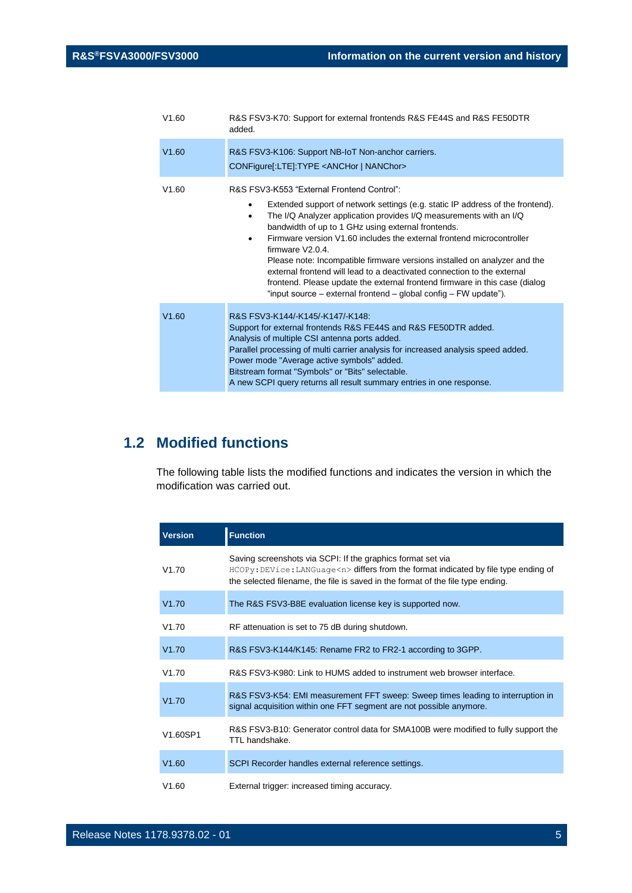| | |
|---|---|
| V1.60 | R&S FSV3-K70: Support for external frontends R&S FE44S and R&S FE50DTR added. |
| V1.60 | R&S FSV3-K106: Support NB-IoT Non-anchor carriers.<br>CONFigure[:LTE]:TYPE <ANCHor \| NANChor> |
| V1.60 | R&S FSV3-K553 "External Frontend Control":<br>• Extended support of network settings (e.g. static IP address of the frontend).<br>• The I/Q Analyzer application provides I/Q measurements with an I/Q bandwidth of up to 1 GHz using external frontends.<br>• Firmware version V1.60 includes the external frontend microcontroller firmware V2.0.4.<br>Please note: Incompatible firmware versions installed on analyzer and the external frontend will lead to a deactivated connection to the external frontend. Please update the external frontend firmware in this case (dialog "input source – external frontend – global config – FW update"). |
| V1.60 | R&S FSV3-K144/-K145/-K147/-K148:<br>Support for external frontends R&S FE44S and R&S FE50DTR added.<br>Analysis of multiple CSI antenna ports added.<br>Parallel processing of multi carrier analysis for increased analysis speed added.<br>Power mode "Average active symbols" added.<br>Bitstream format "Symbols" or "Bits" selectable.<br>A new SCPI query returns all result summary entries in one response. |

## 1.2 Modified functions

The following table lists the modified functions and indicates the version in which the modification was carried out.

| Version | Function |
|---|---|
| V1.70 | Saving screenshots via SCPI: If the graphics format set via `HCOPy:DEVice:LANGuage<n>` differs from the format indicated by file type ending of the selected filename, the file is saved in the format of the file type ending. |
| V1.70 | The R&S FSV3-B8E evaluation license key is supported now. |
| V1.70 | RF attenuation is set to 75 dB during shutdown. |
| V1.70 | R&S FSV3-K144/K145: Rename FR2 to FR2-1 according to 3GPP. |
| V1.70 | R&S FSV3-K980: Link to HUMS added to instrument web browser interface. |
| V1.70 | R&S FSV3-K54: EMI measurement FFT sweep: Sweep times leading to interruption in signal acquisition within one FFT segment are not possible anymore. |
| V1.60SP1 | R&S FSV3-B10: Generator control data for SMA100B were modified to fully support the TTL handshake. |
| V1.60 | SCPI Recorder handles external reference settings. |
| V1.60 | External trigger: increased timing accuracy. |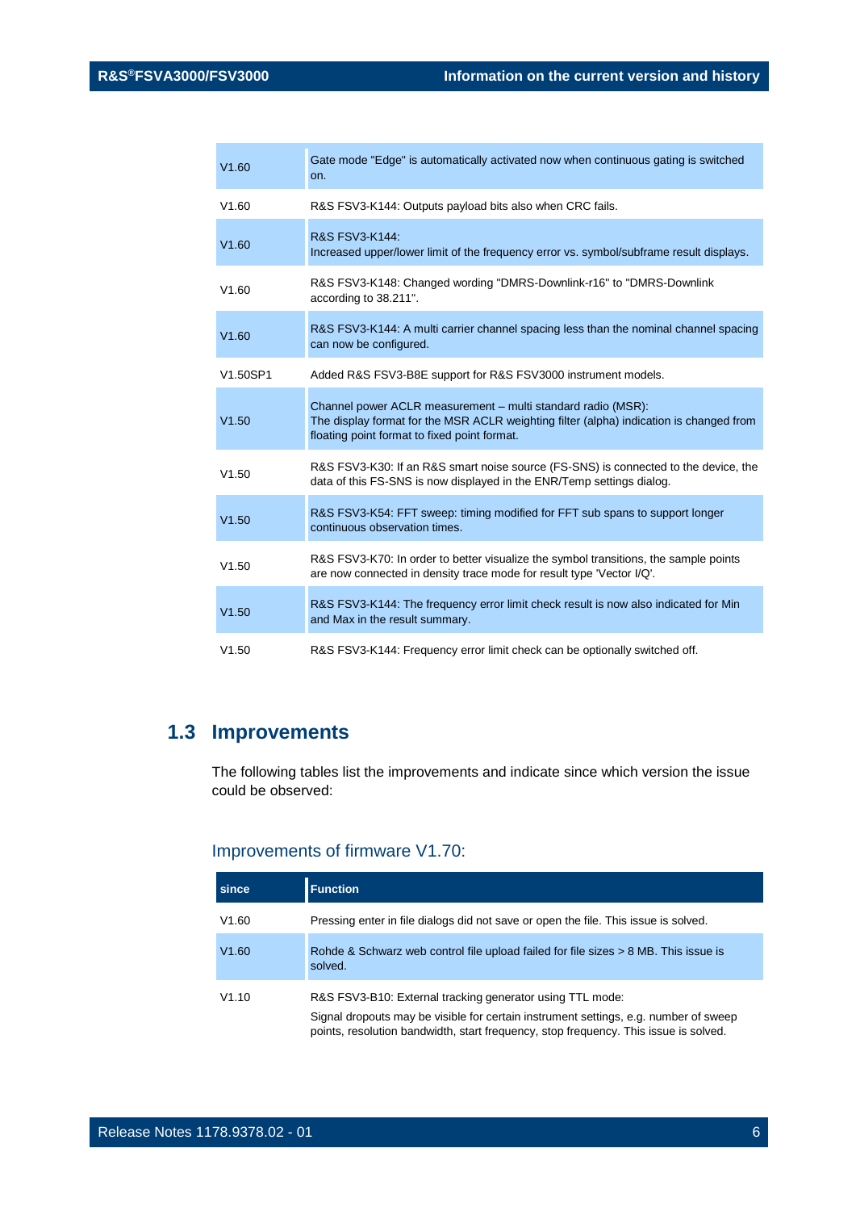| | |
|---|---|
| V1.60 | Gate mode "Edge" is automatically activated now when continuous gating is switched on. |
| V1.60 | R&S FSV3-K144: Outputs payload bits also when CRC fails. |
| V1.60 | R&S FSV3-K144:<br>Increased upper/lower limit of the frequency error vs. symbol/subframe result displays. |
| V1.60 | R&S FSV3-K148: Changed wording "DMRS-Downlink-r16" to "DMRS-Downlink according to 38.211". |
| V1.60 | R&S FSV3-K144: A multi carrier channel spacing less than the nominal channel spacing can now be configured. |
| V1.50SP1 | Added R&S FSV3-B8E support for R&S FSV3000 instrument models. |
| V1.50 | Channel power ACLR measurement – multi standard radio (MSR):<br>The display format for the MSR ACLR weighting filter (alpha) indication is changed from floating point format to fixed point format. |
| V1.50 | R&S FSV3-K30: If an R&S smart noise source (FS-SNS) is connected to the device, the data of this FS-SNS is now displayed in the ENR/Temp settings dialog. |
| V1.50 | R&S FSV3-K54: FFT sweep: timing modified for FFT sub spans to support longer continuous observation times. |
| V1.50 | R&S FSV3-K70: In order to better visualize the symbol transitions, the sample points are now connected in density trace mode for result type 'Vector I/Q'. |
| V1.50 | R&S FSV3-K144: The frequency error limit check result is now also indicated for Min and Max in the result summary. |
| V1.50 | R&S FSV3-K144: Frequency error limit check can be optionally switched off. |

## 1.3 Improvements

The following tables list the improvements and indicate since which version the issue could be observed:

### Improvements of firmware V1.70:

| since | Function |
|---|---|
| V1.60 | Pressing enter in file dialogs did not save or open the file. This issue is solved. |
| V1.60 | Rohde & Schwarz web control file upload failed for file sizes > 8 MB. This issue is solved. |
| V1.10 | R&S FSV3-B10: External tracking generator using TTL mode:<br>Signal dropouts may be visible for certain instrument settings, e.g. number of sweep points, resolution bandwidth, start frequency, stop frequency. This issue is solved. |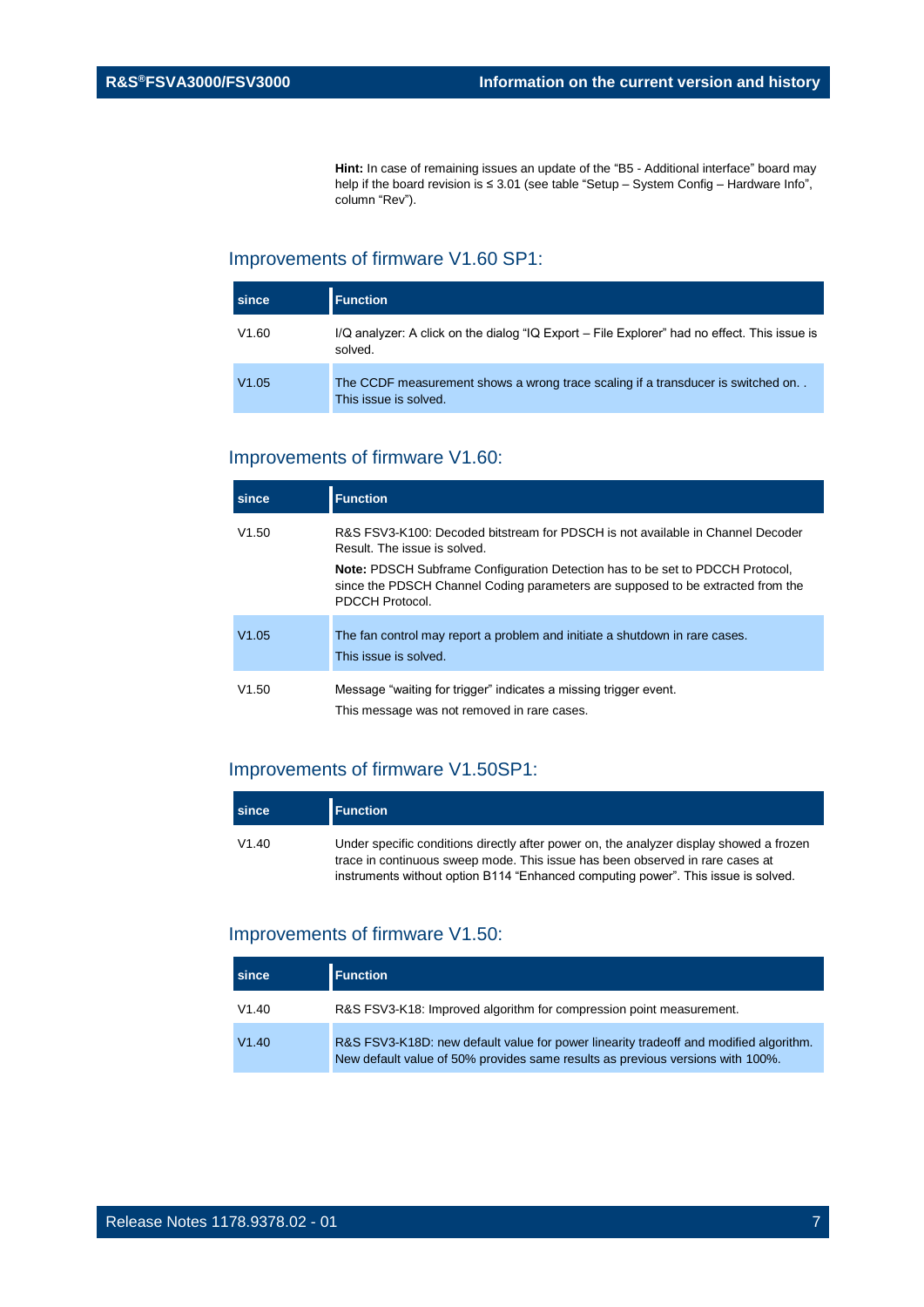**Hint:** In case of remaining issues an update of the "B5 - Additional interface" board may help if the board revision is ≤ 3.01 (see table "Setup – System Config – Hardware Info", column "Rev").

## Improvements of firmware V1.60 SP1:

| since | Function |
|---|---|
| V1.60 | I/Q analyzer: A click on the dialog "IQ Export – File Explorer" had no effect. This issue is solved. |
| V1.05 | The CCDF measurement shows a wrong trace scaling if a transducer is switched on. . This issue is solved. |

## Improvements of firmware V1.60:

| since | Function |
|---|---|
| V1.50 | R&S FSV3-K100: Decoded bitstream for PDSCH is not available in Channel Decoder Result. The issue is solved.<br>**Note:** PDSCH Subframe Configuration Detection has to be set to PDCCH Protocol, since the PDSCH Channel Coding parameters are supposed to be extracted from the PDCCH Protocol. |
| V1.05 | The fan control may report a problem and initiate a shutdown in rare cases.<br>This issue is solved. |
| V1.50 | Message "waiting for trigger" indicates a missing trigger event.<br>This message was not removed in rare cases. |

## Improvements of firmware V1.50SP1:

| since | Function |
|---|---|
| V1.40 | Under specific conditions directly after power on, the analyzer display showed a frozen trace in continuous sweep mode. This issue has been observed in rare cases at instruments without option B114 "Enhanced computing power". This issue is solved. |

## Improvements of firmware V1.50:

| since | Function |
|---|---|
| V1.40 | R&S FSV3-K18: Improved algorithm for compression point measurement. |
| V1.40 | R&S FSV3-K18D: new default value for power linearity tradeoff and modified algorithm. New default value of 50% provides same results as previous versions with 100%. |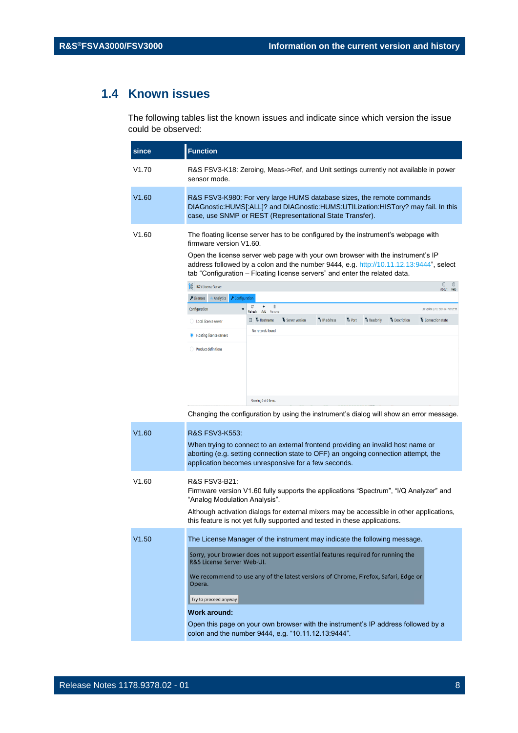## 1.4 Known issues

The following tables list the known issues and indicate since which version the issue could be observed:

| since | Function |
|---|---|
| V1.70 | R&S FSV3-K18: Zeroing, Meas->Ref, and Unit settings currently not available in power sensor mode. |
| V1.60 | R&S FSV3-K980: For very large HUMS database sizes, the remote commands DIAGnostic:HUMS[:ALL]? and DIAGnostic:HUMS:UTILization:HISTory? may fail. In this case, use SNMP or REST (Representational State Transfer). |
| V1.60 | The floating license server has to be configured by the instrument's webpage with firmware version V1.60.<br><br>Open the license server web page with your own browser with the instrument's IP address followed by a colon and the number 9444, e.g. http://10.11.12.13:9444", select tab "Configuration – Floating license servers" and enter the related data.<br><br>Changing the configuration by using the instrument's dialog will show an error message. |
| V1.60 | R&S FSV3-K553:<br>When trying to connect to an external frontend providing an invalid host name or aborting (e.g. setting connection state to OFF) an ongoing connection attempt, the application becomes unresponsive for a few seconds. |
| V1.60 | R&S FSV3-B21:<br>Firmware version V1.60 fully supports the applications "Spectrum", "I/Q Analyzer" and "Analog Modulation Analysis".<br><br>Although activation dialogs for external mixers may be accessible in other applications, this feature is not yet fully supported and tested in these applications. |
| V1.50 | The License Manager of the instrument may indicate the following message.<br><br>Sorry, your browser does not support essential features required for running the R&S License Server Web-UI.<br><br>We recommend to use any of the latest versions of Chrome, Firefox, Safari, Edge or Opera.<br><br>Try to proceed anyway<br><br>**Work around:**<br>Open this page on your own browser with the instrument's IP address followed by a colon and the number 9444, e.g. "10.11.12.13:9444". |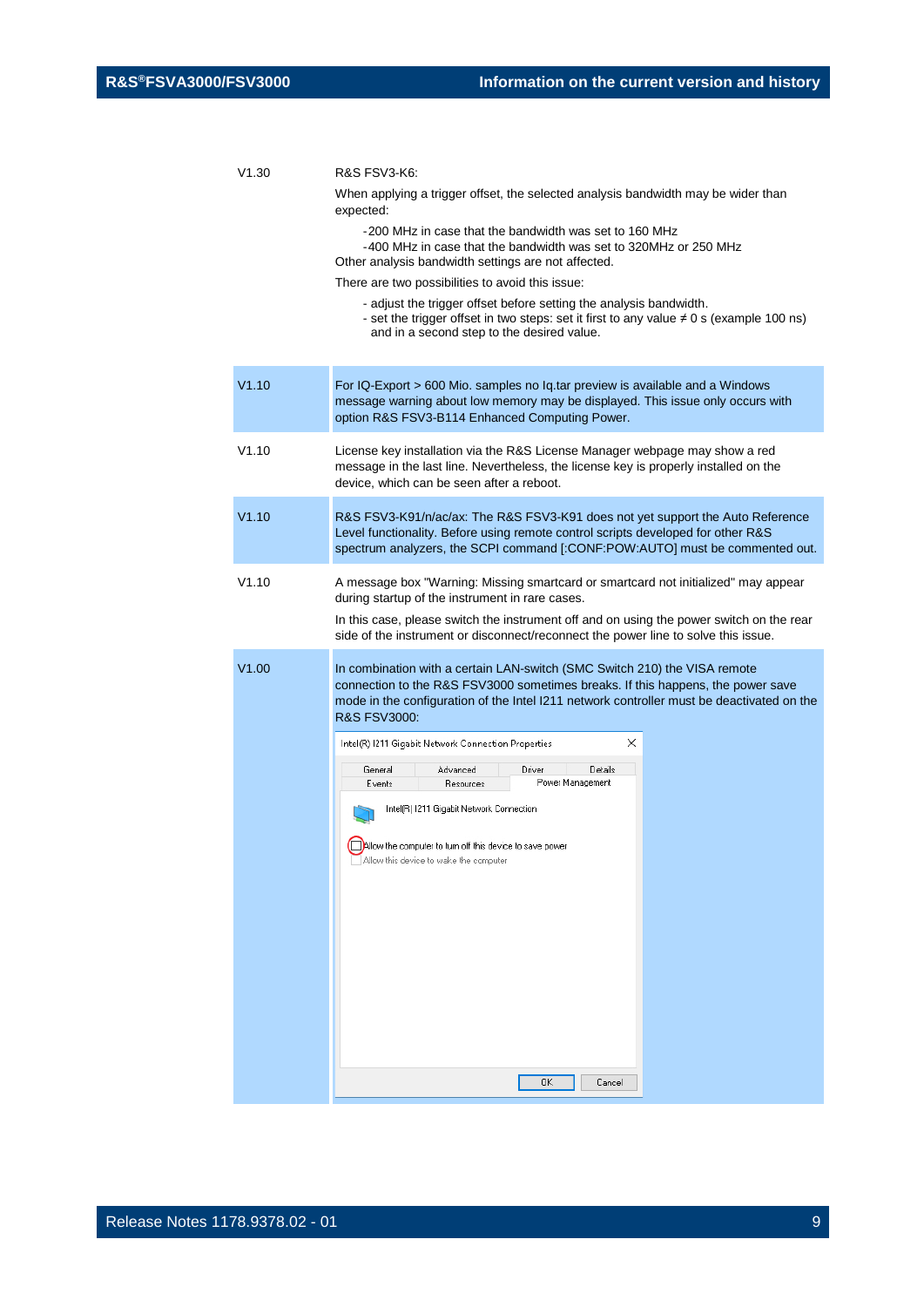| | |
|---|---|
| V1.30 | R&S FSV3-K6:<br>When applying a trigger offset, the selected analysis bandwidth may be wider than expected:<br>-200 MHz in case that the bandwidth was set to 160 MHz<br>-400 MHz in case that the bandwidth was set to 320MHz or 250 MHz<br>Other analysis bandwidth settings are not affected.<br>There are two possibilities to avoid this issue:<br>- adjust the trigger offset before setting the analysis bandwidth.<br>- set the trigger offset in two steps: set it first to any value ≠ 0 s (example 100 ns) and in a second step to the desired value. |
| V1.10 | For IQ-Export > 600 Mio. samples no Iq.tar preview is available and a Windows message warning about low memory may be displayed. This issue only occurs with option R&S FSV3-B114 Enhanced Computing Power. |
| V1.10 | License key installation via the R&S License Manager webpage may show a red message in the last line. Nevertheless, the license key is properly installed on the device, which can be seen after a reboot. |
| V1.10 | R&S FSV3-K91/n/ac/ax: The R&S FSV3-K91 does not yet support the Auto Reference Level functionality. Before using remote control scripts developed for other R&S spectrum analyzers, the SCPI command [:CONF:POW:AUTO] must be commented out. |
| V1.10 | A message box "Warning: Missing smartcard or smartcard not initialized" may appear during startup of the instrument in rare cases.<br>In this case, please switch the instrument off and on using the power switch on the rear side of the instrument or disconnect/reconnect the power line to solve this issue. |
| V1.00 | In combination with a certain LAN-switch (SMC Switch 210) the VISA remote connection to the R&S FSV3000 sometimes breaks. If this happens, the power save mode in the configuration of the Intel I211 network controller must be deactivated on the R&S FSV3000:<br>Intel(R) I211 Gigabit Network Connection Properties<br>General / Advanced / Driver / Details / Events / Resources / Power Management<br>Intel(R) I211 Gigabit Network Connection<br>Allow the computer to turn off this device to save power<br>Allow this device to wake the computer<br>OK / Cancel |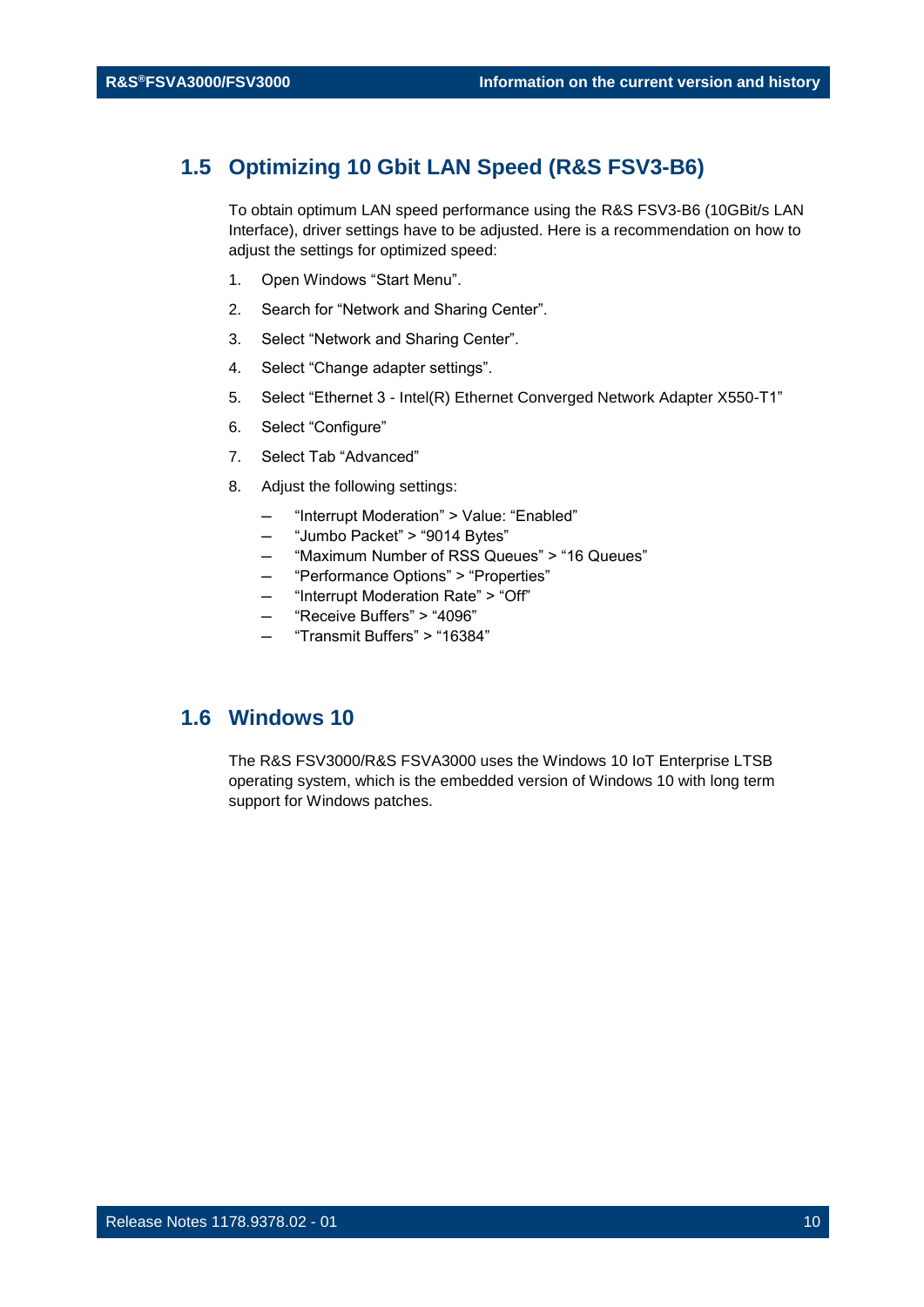## 1.5 Optimizing 10 Gbit LAN Speed (R&S FSV3-B6)

To obtain optimum LAN speed performance using the R&S FSV3-B6 (10GBit/s LAN Interface), driver settings have to be adjusted. Here is a recommendation on how to adjust the settings for optimized speed:

1. Open Windows “Start Menu”.
2. Search for “Network and Sharing Center”.
3. Select “Network and Sharing Center”.
4. Select “Change adapter settings”.
5. Select “Ethernet 3 - Intel(R) Ethernet Converged Network Adapter X550-T1”
6. Select “Configure”
7. Select Tab “Advanced”
8. Adjust the following settings:
   - “Interrupt Moderation” > Value: “Enabled”
   - “Jumbo Packet” > “9014 Bytes”
   - “Maximum Number of RSS Queues” > “16 Queues”
   - “Performance Options” > “Properties”
   - “Interrupt Moderation Rate” > “Off”
   - “Receive Buffers” > “4096”
   - “Transmit Buffers” > “16384”

## 1.6 Windows 10

The R&S FSV3000/R&S FSVA3000 uses the Windows 10 IoT Enterprise LTSB operating system, which is the embedded version of Windows 10 with long term support for Windows patches.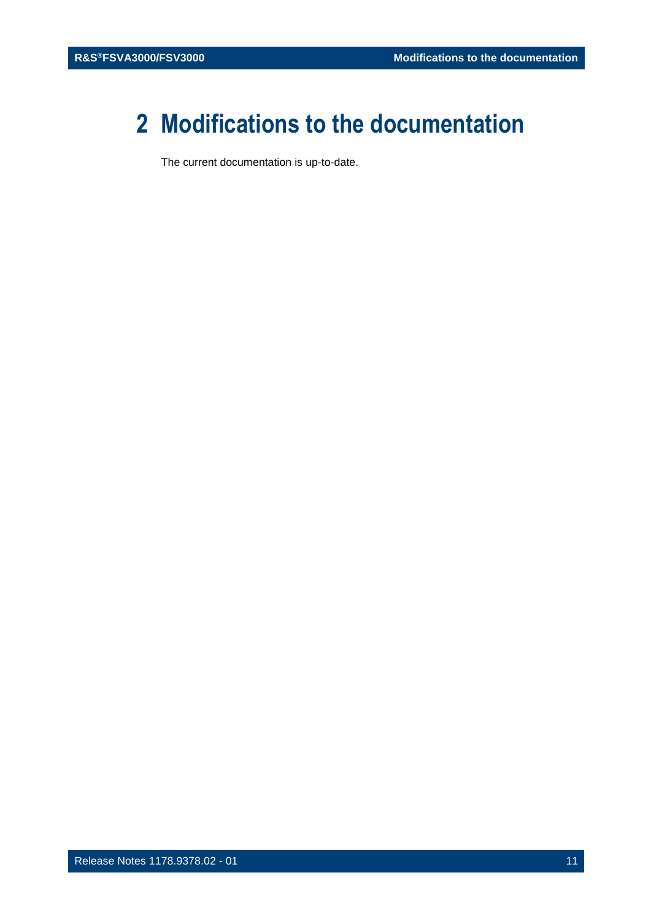# 2 Modifications to the documentation

The current documentation is up-to-date.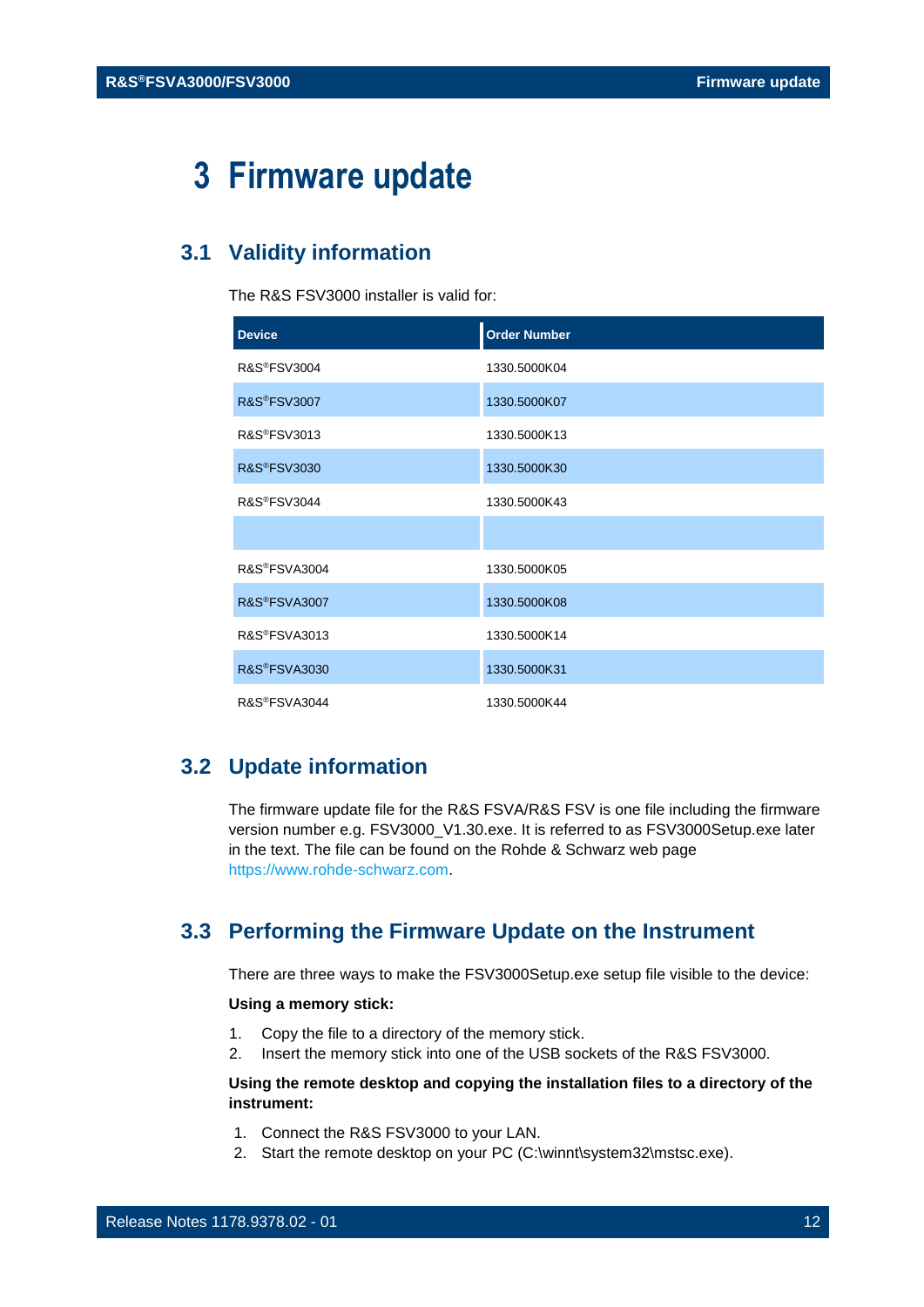# 3 Firmware update

## 3.1 Validity information

The R&S FSV3000 installer is valid for:

| Device | Order Number |
|---|---|
| R&S®FSV3004 | 1330.5000K04 |
| R&S®FSV3007 | 1330.5000K07 |
| R&S®FSV3013 | 1330.5000K13 |
| R&S®FSV3030 | 1330.5000K30 |
| R&S®FSV3044 | 1330.5000K43 |
| | |
| R&S®FSVA3004 | 1330.5000K05 |
| R&S®FSVA3007 | 1330.5000K08 |
| R&S®FSVA3013 | 1330.5000K14 |
| R&S®FSVA3030 | 1330.5000K31 |
| R&S®FSVA3044 | 1330.5000K44 |

## 3.2 Update information

The firmware update file for the R&S FSVA/R&S FSV is one file including the firmware version number e.g. FSV3000_V1.30.exe. It is referred to as FSV3000Setup.exe later in the text. The file can be found on the Rohde & Schwarz web page https://www.rohde-schwarz.com.

## 3.3 Performing the Firmware Update on the Instrument

There are three ways to make the FSV3000Setup.exe setup file visible to the device:

**Using a memory stick:**

1. Copy the file to a directory of the memory stick.
2. Insert the memory stick into one of the USB sockets of the R&S FSV3000.

**Using the remote desktop and copying the installation files to a directory of the instrument:**

1. Connect the R&S FSV3000 to your LAN.
2. Start the remote desktop on your PC (C:\winnt\system32\mstsc.exe).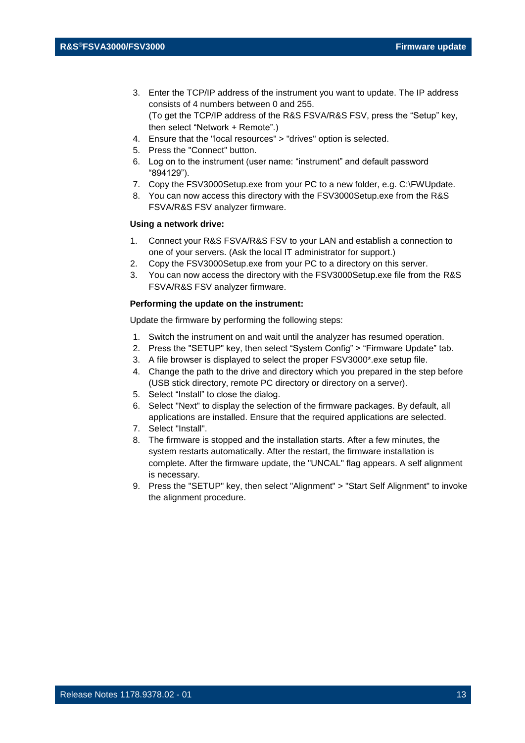3. Enter the TCP/IP address of the instrument you want to update. The IP address consists of 4 numbers between 0 and 255.
   (To get the TCP/IP address of the R&S FSVA/R&S FSV, press the “Setup” key, then select “Network + Remote”.)
4. Ensure that the "local resources" > "drives" option is selected.
5. Press the "Connect" button.
6. Log on to the instrument (user name: “instrument” and default password “894129”).
7. Copy the FSV3000Setup.exe from your PC to a new folder, e.g. C:\FWUpdate.
8. You can now access this directory with the FSV3000Setup.exe from the R&S FSVA/R&S FSV analyzer firmware.

**Using a network drive:**

1. Connect your R&S FSVA/R&S FSV to your LAN and establish a connection to one of your servers. (Ask the local IT administrator for support.)
2. Copy the FSV3000Setup.exe from your PC to a directory on this server.
3. You can now access the directory with the FSV3000Setup.exe file from the R&S FSVA/R&S FSV analyzer firmware.

**Performing the update on the instrument:**

Update the firmware by performing the following steps:

1. Switch the instrument on and wait until the analyzer has resumed operation.
2. Press the "SETUP" key, then select “System Config” > “Firmware Update” tab.
3. A file browser is displayed to select the proper FSV3000*.exe setup file.
4. Change the path to the drive and directory which you prepared in the step before (USB stick directory, remote PC directory or directory on a server).
5. Select “Install” to close the dialog.
6. Select "Next" to display the selection of the firmware packages. By default, all applications are installed. Ensure that the required applications are selected.
7. Select "Install".
8. The firmware is stopped and the installation starts. After a few minutes, the system restarts automatically. After the restart, the firmware installation is complete. After the firmware update, the "UNCAL" flag appears. A self alignment is necessary.
9. Press the "SETUP" key, then select "Alignment" > "Start Self Alignment" to invoke the alignment procedure.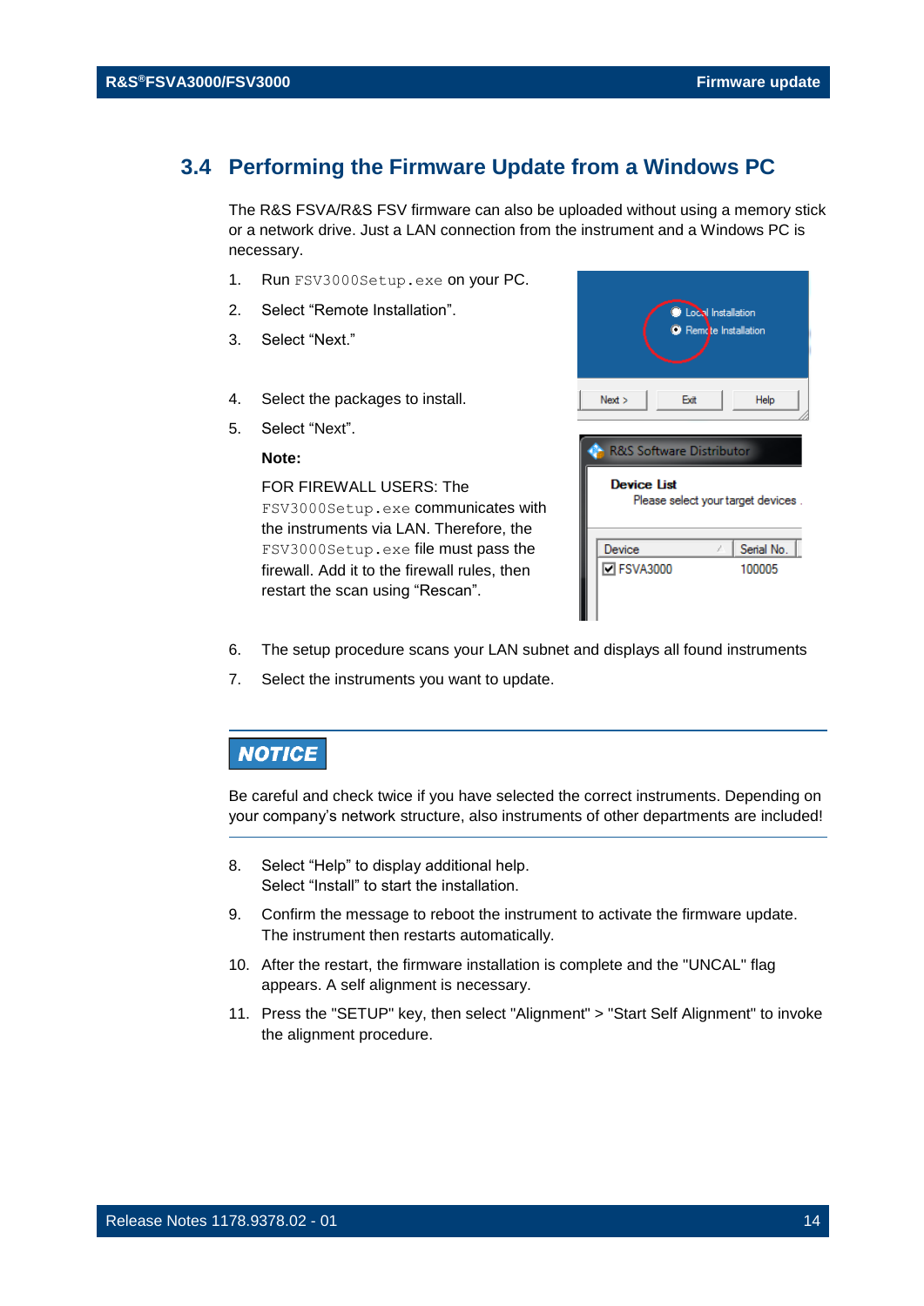## 3.4 Performing the Firmware Update from a Windows PC

The R&S FSVA/R&S FSV firmware can also be uploaded without using a memory stick or a network drive. Just a LAN connection from the instrument and a Windows PC is necessary.

1. Run `FSV3000Setup.exe` on your PC.
2. Select "Remote Installation".
3. Select "Next."
4. Select the packages to install.
5. Select "Next".

   **Note:**

   FOR FIREWALL USERS: The `FSV3000Setup.exe` communicates with the instruments via LAN. Therefore, the `FSV3000Setup.exe` file must pass the firewall. Add it to the firewall rules, then restart the scan using "Rescan".
6. The setup procedure scans your LAN subnet and displays all found instruments
7. Select the instruments you want to update.

**NOTICE**

Be careful and check twice if you have selected the correct instruments. Depending on your company's network structure, also instruments of other departments are included!

8. Select "Help" to display additional help.
   Select "Install" to start the installation.
9. Confirm the message to reboot the instrument to activate the firmware update. The instrument then restarts automatically.
10. After the restart, the firmware installation is complete and the "UNCAL" flag appears. A self alignment is necessary.
11. Press the "SETUP" key, then select "Alignment" > "Start Self Alignment" to invoke the alignment procedure.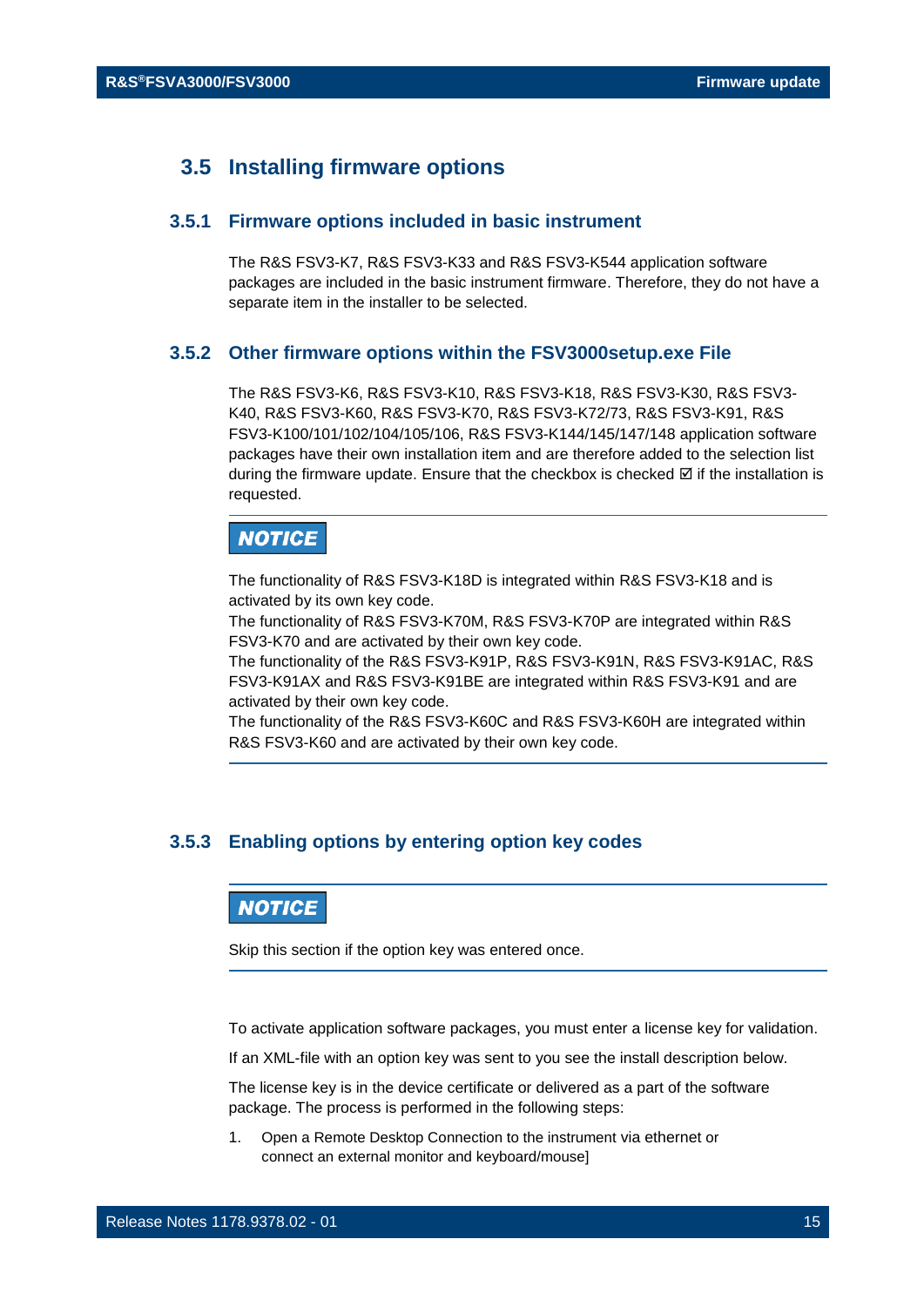## 3.5 Installing firmware options

### 3.5.1 Firmware options included in basic instrument

The R&S FSV3-K7, R&S FSV3-K33 and R&S FSV3-K544 application software packages are included in the basic instrument firmware. Therefore, they do not have a separate item in the installer to be selected.

### 3.5.2 Other firmware options within the FSV3000setup.exe File

The R&S FSV3-K6, R&S FSV3-K10, R&S FSV3-K18, R&S FSV3-K30, R&S FSV3-K40, R&S FSV3-K60, R&S FSV3-K70, R&S FSV3-K72/73, R&S FSV3-K91, R&S FSV3-K100/101/102/104/105/106, R&S FSV3-K144/145/147/148 application software packages have their own installation item and are therefore added to the selection list during the firmware update. Ensure that the checkbox is checked ☑ if the installation is requested.

**NOTICE**

The functionality of R&S FSV3-K18D is integrated within R&S FSV3-K18 and is activated by its own key code.
The functionality of R&S FSV3-K70M, R&S FSV3-K70P are integrated within R&S FSV3-K70 and are activated by their own key code.
The functionality of the R&S FSV3-K91P, R&S FSV3-K91N, R&S FSV3-K91AC, R&S FSV3-K91AX and R&S FSV3-K91BE are integrated within R&S FSV3-K91 and are activated by their own key code.
The functionality of the R&S FSV3-K60C and R&S FSV3-K60H are integrated within R&S FSV3-K60 and are activated by their own key code.

### 3.5.3 Enabling options by entering option key codes

**NOTICE**

Skip this section if the option key was entered once.

To activate application software packages, you must enter a license key for validation.

If an XML-file with an option key was sent to you see the install description below.

The license key is in the device certificate or delivered as a part of the software package. The process is performed in the following steps:

1. Open a Remote Desktop Connection to the instrument via ethernet or connect an external monitor and keyboard/mouse]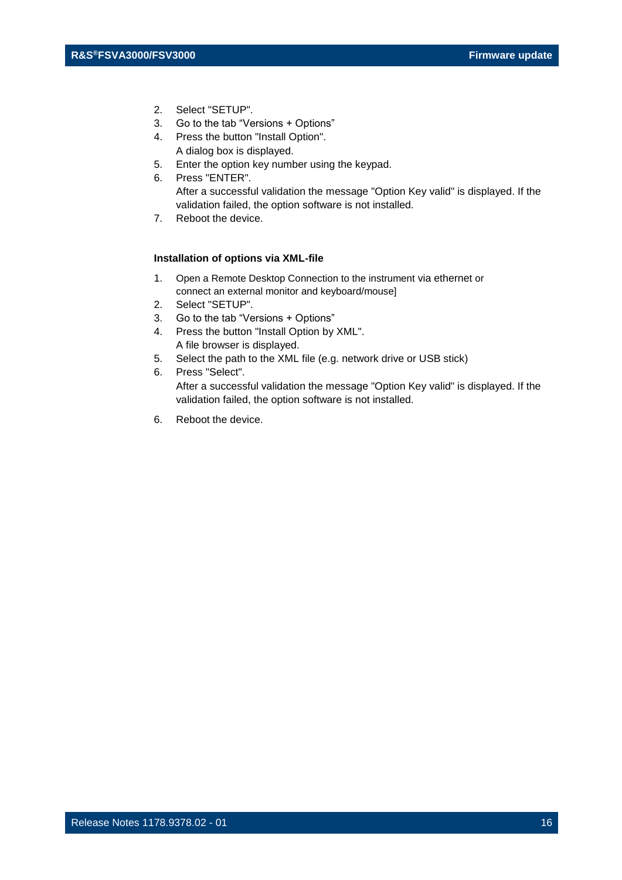2. Select "SETUP".
3. Go to the tab “Versions + Options”
4. Press the button "Install Option".
   A dialog box is displayed.
5. Enter the option key number using the keypad.
6. Press "ENTER".
   After a successful validation the message "Option Key valid" is displayed. If the validation failed, the option software is not installed.
7. Reboot the device.

**Installation of options via XML-file**

1. Open a Remote Desktop Connection to the instrument via ethernet or connect an external monitor and keyboard/mouse]
2. Select "SETUP".
3. Go to the tab “Versions + Options”
4. Press the button "Install Option by XML".
   A file browser is displayed.
5. Select the path to the XML file (e.g. network drive or USB stick)
6. Press "Select".
   After a successful validation the message "Option Key valid" is displayed. If the validation failed, the option software is not installed.

6. Reboot the device.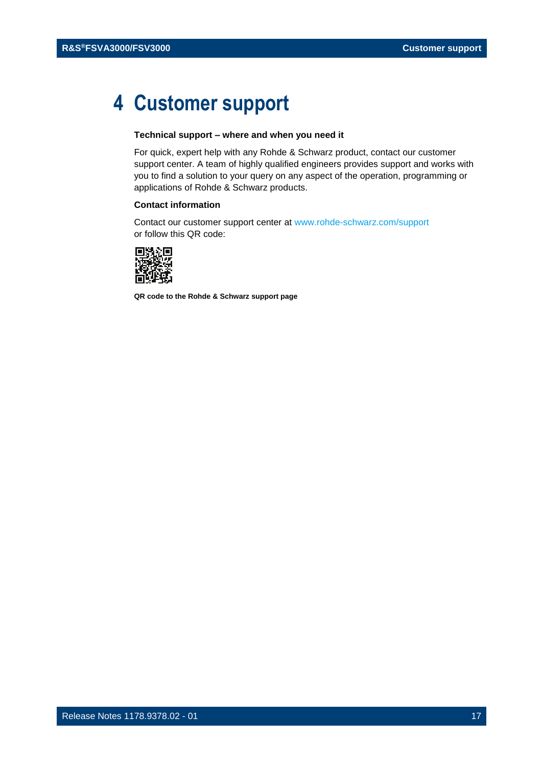# 4 Customer support

**Technical support – where and when you need it**

For quick, expert help with any Rohde & Schwarz product, contact our customer support center. A team of highly qualified engineers provides support and works with you to find a solution to your query on any aspect of the operation, programming or applications of Rohde & Schwarz products.

**Contact information**

Contact our customer support center at www.rohde-schwarz.com/support or follow this QR code:

**QR code to the Rohde & Schwarz support page**